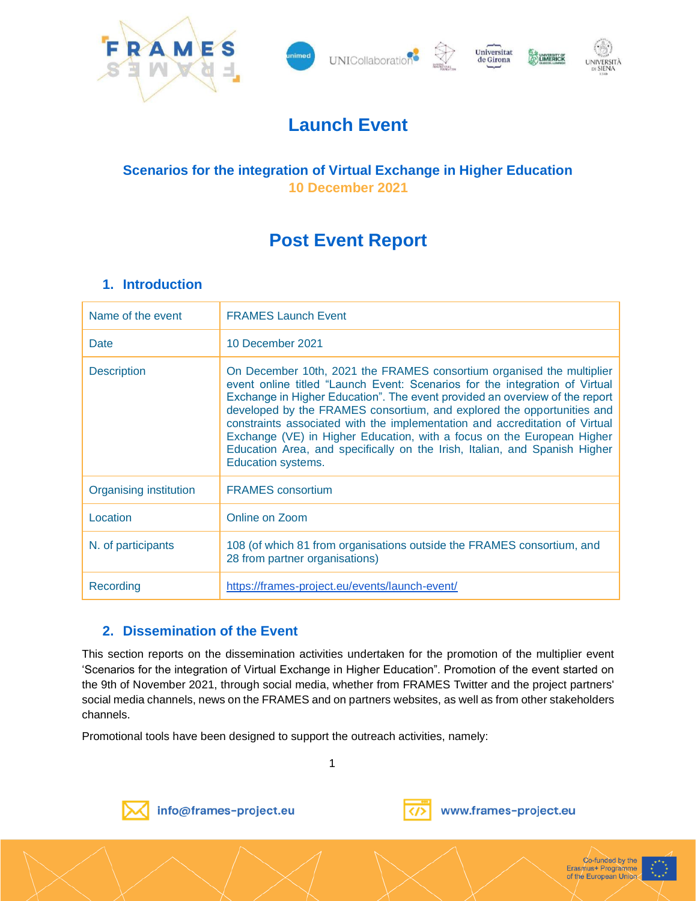# Launch Event

### Scenarios for the integration of Virtual Exchange in Higher Education

**10 December 2021**

# Post Event Report

## 1. Introduction

| | |
|---|---|
| Name of the event | FRAMES Launch Event |
| Date | 10 December 2021 |
| Description | On December 10th, 2021 the FRAMES consortium organised the multiplier event online titled “Launch Event: Scenarios for the integration of Virtual Exchange in Higher Education”. The event provided an overview of the report developed by the FRAMES consortium, and explored the opportunities and constraints associated with the implementation and accreditation of Virtual Exchange (VE) in Higher Education, with a focus on the European Higher Education Area, and specifically on the Irish, Italian, and Spanish Higher Education systems. |
| Organising institution | FRAMES consortium |
| Location | Online on Zoom |
| N. of participants | 108 (of which 81 from organisations outside the FRAMES consortium, and 28 from partner organisations) |
| Recording | https://frames-project.eu/events/launch-event/ |

## 2. Dissemination of the Event

This section reports on the dissemination activities undertaken for the promotion of the multiplier event ‘Scenarios for the integration of Virtual Exchange in Higher Education”. Promotion of the event started on the 9th of November 2021, through social media, whether from FRAMES Twitter and the project partners' social media channels, news on the FRAMES and on partners websites, as well as from other stakeholders channels.

Promotional tools have been designed to support the outreach activities, namely: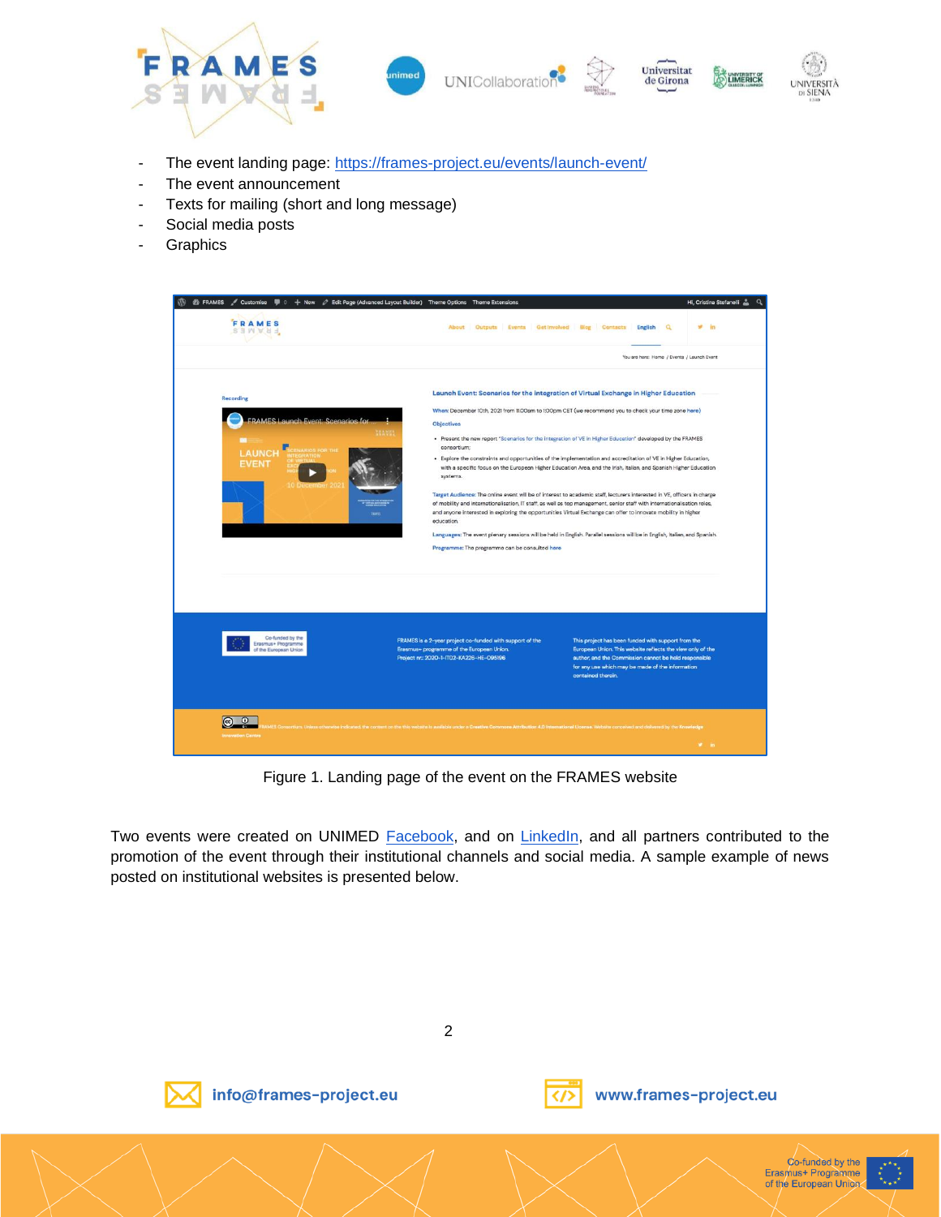- The event landing page: [https://frames-project.eu/events/launch-event/](https://frames-project.eu/events/launch-event/)
- The event announcement
- Texts for mailing (short and long message)
- Social media posts
- Graphics

Figure 1. Landing page of the event on the FRAMES website

Two events were created on UNIMED Facebook, and on LinkedIn, and all partners contributed to the promotion of the event through their institutional channels and social media. A sample example of news posted on institutional websites is presented below.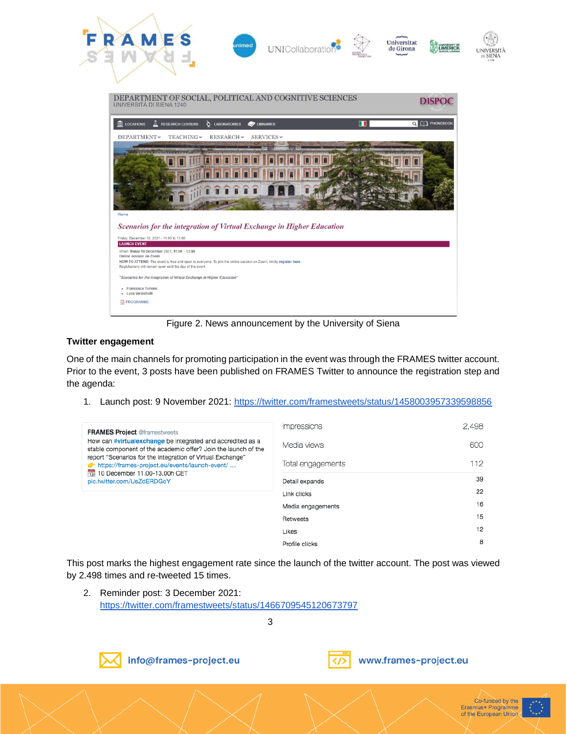Figure 2. News announcement by the University of Siena

**Twitter engagement**

One of the main channels for promoting participation in the event was through the FRAMES twitter account. Prior to the event, 3 posts have been published on FRAMES Twitter to announce the registration step and the agenda:

1. Launch post: 9 November 2021: https://twitter.com/framestweets/status/1458003957339598856

**FRAMES Project** @framestweets
How can **#virtualexchange** be integrated and accredited as a stable component of the academic offer? Join the launch of the report "Scenarios for the integration of Virtual Exchange"
👉 https://frames-project.eu/events/launch-event/ ...
📅 10 December 11.00-13.00h CET
pic.twitter.com/UsZdERDGoY

| Metric | Value |
|---|---|
| Impressions | 2,498 |
| Media views | 600 |
| Total engagements | 112 |
| Detail expands | 39 |
| Link clicks | 22 |
| Media engagements | 16 |
| Retweets | 15 |
| Likes | 12 |
| Profile clicks | 8 |

This post marks the highest engagement rate since the launch of the twitter account. The post was viewed by 2.498 times and re-tweeted 15 times.

2. Reminder post: 3 December 2021: https://twitter.com/framestweets/status/1466709545120673797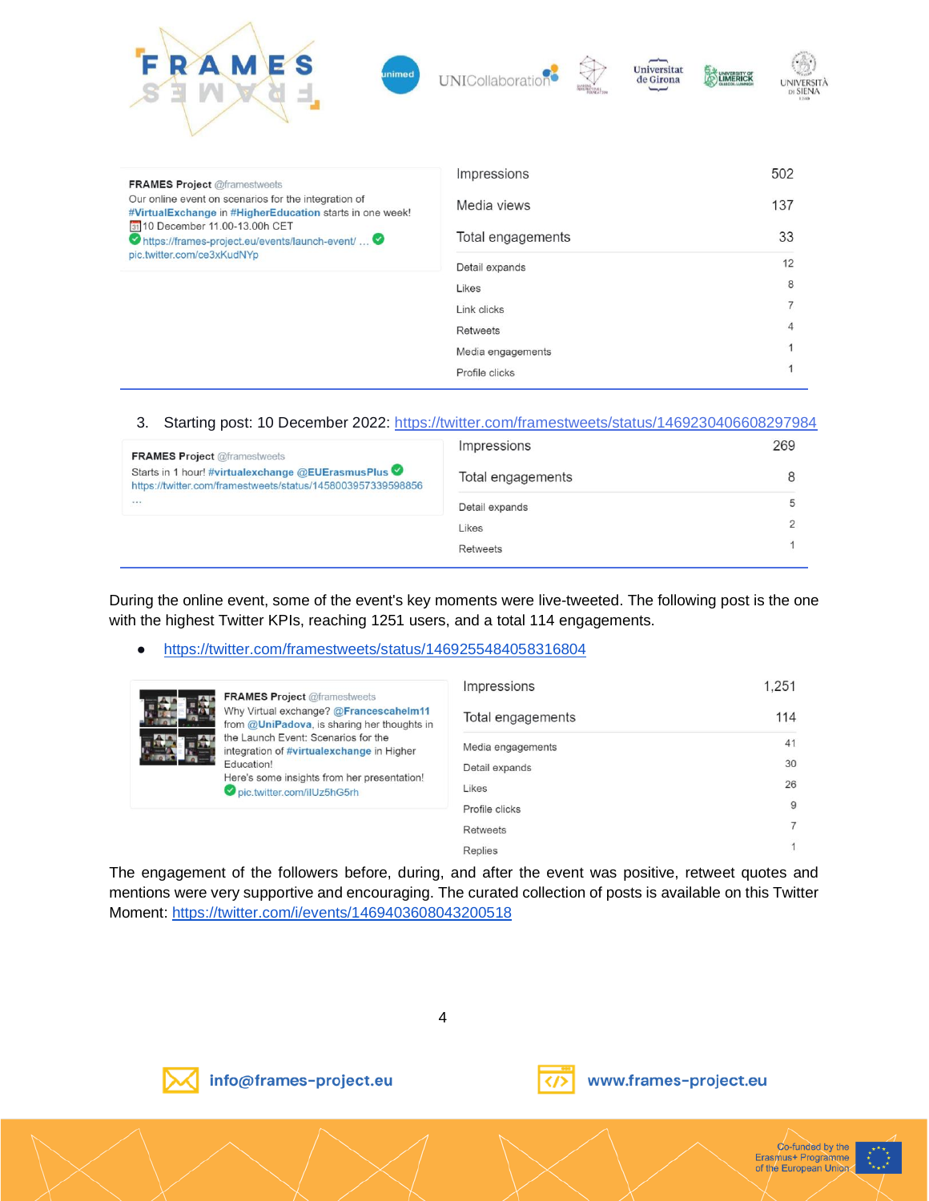**FRAMES Project** @framestweets
Our online event on scenarios for the integration of #VirtualExchange in #HigherEducation starts in one week!
10 December 11.00-13.00h CET
https://frames-project.eu/events/launch-event/ …
pic.twitter.com/ce3xKudNYp

| Metric | Value |
|---|---|
| Impressions | 502 |
| Media views | 137 |
| Total engagements | 33 |
| Detail expands | 12 |
| Likes | 8 |
| Link clicks | 7 |
| Retweets | 4 |
| Media engagements | 1 |
| Profile clicks | 1 |

3. Starting post: 10 December 2022: https://twitter.com/framestweets/status/1469230406608297984

**FRAMES Project** @framestweets
Starts in 1 hour! #virtualexchange @EUErasmusPlus
https://twitter.com/framestweets/status/1458003957339598856
…

| Metric | Value |
|---|---|
| Impressions | 269 |
| Total engagements | 8 |
| Detail expands | 5 |
| Likes | 2 |
| Retweets | 1 |

During the online event, some of the event's key moments were live-tweeted. The following post is the one with the highest Twitter KPIs, reaching 1251 users, and a total 114 engagements.

- https://twitter.com/framestweets/status/1469255484058316804

**FRAMES Project** @framestweets
Why Virtual exchange? @Francescahelm11 from @UniPadova, is sharing her thoughts in the Launch Event: Scenarios for the integration of #virtualexchange in Higher Education!
Here's some insights from her presentation!
pic.twitter.com/ilUz5hG5rh

| Metric | Value |
|---|---|
| Impressions | 1,251 |
| Total engagements | 114 |
| Media engagements | 41 |
| Detail expands | 30 |
| Likes | 26 |
| Profile clicks | 9 |
| Retweets | 7 |
| Replies | 1 |

The engagement of the followers before, during, and after the event was positive, retweet quotes and mentions were very supportive and encouraging. The curated collection of posts is available on this Twitter Moment: https://twitter.com/i/events/1469403608043200518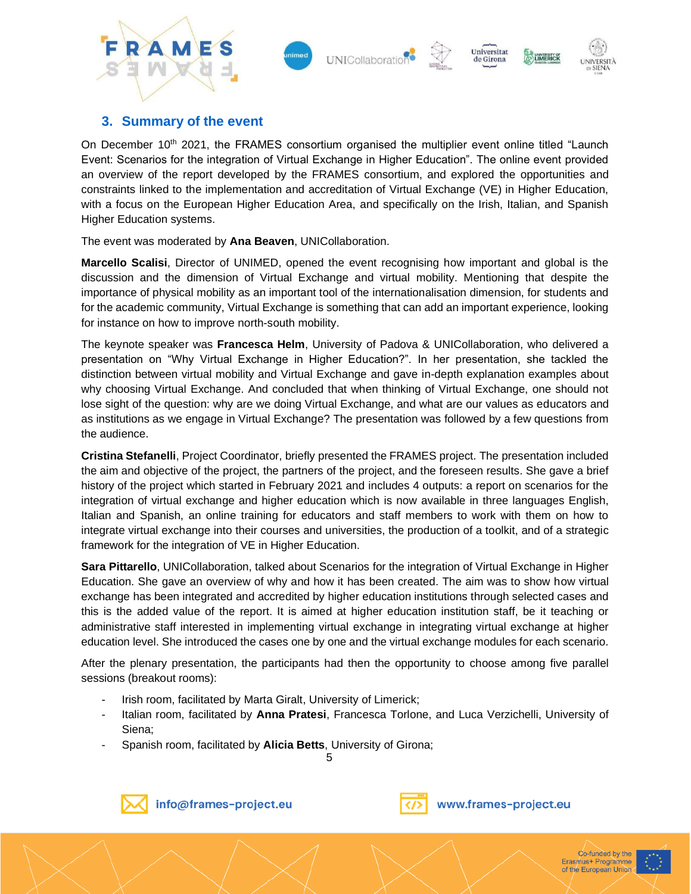## 3. Summary of the event

On December 10th 2021, the FRAMES consortium organised the multiplier event online titled "Launch Event: Scenarios for the integration of Virtual Exchange in Higher Education". The online event provided an overview of the report developed by the FRAMES consortium, and explored the opportunities and constraints linked to the implementation and accreditation of Virtual Exchange (VE) in Higher Education, with a focus on the European Higher Education Area, and specifically on the Irish, Italian, and Spanish Higher Education systems.

The event was moderated by **Ana Beaven**, UNICollaboration.

**Marcello Scalisi**, Director of UNIMED, opened the event recognising how important and global is the discussion and the dimension of Virtual Exchange and virtual mobility. Mentioning that despite the importance of physical mobility as an important tool of the internationalisation dimension, for students and for the academic community, Virtual Exchange is something that can add an important experience, looking for instance on how to improve north-south mobility.

The keynote speaker was **Francesca Helm**, University of Padova & UNICollaboration, who delivered a presentation on "Why Virtual Exchange in Higher Education?". In her presentation, she tackled the distinction between virtual mobility and Virtual Exchange and gave in-depth explanation examples about why choosing Virtual Exchange. And concluded that when thinking of Virtual Exchange, one should not lose sight of the question: why are we doing Virtual Exchange, and what are our values as educators and as institutions as we engage in Virtual Exchange? The presentation was followed by a few questions from the audience.

**Cristina Stefanelli**, Project Coordinator, briefly presented the FRAMES project. The presentation included the aim and objective of the project, the partners of the project, and the foreseen results. She gave a brief history of the project which started in February 2021 and includes 4 outputs: a report on scenarios for the integration of virtual exchange and higher education which is now available in three languages English, Italian and Spanish, an online training for educators and staff members to work with them on how to integrate virtual exchange into their courses and universities, the production of a toolkit, and of a strategic framework for the integration of VE in Higher Education.

**Sara Pittarello**, UNICollaboration, talked about Scenarios for the integration of Virtual Exchange in Higher Education. She gave an overview of why and how it has been created. The aim was to show how virtual exchange has been integrated and accredited by higher education institutions through selected cases and this is the added value of the report. It is aimed at higher education institution staff, be it teaching or administrative staff interested in implementing virtual exchange in integrating virtual exchange at higher education level. She introduced the cases one by one and the virtual exchange modules for each scenario.

After the plenary presentation, the participants had then the opportunity to choose among five parallel sessions (breakout rooms):

- Irish room, facilitated by Marta Giralt, University of Limerick;
- Italian room, facilitated by **Anna Pratesi**, Francesca Torlone, and Luca Verzichelli, University of Siena;
- Spanish room, facilitated by **Alicia Betts**, University of Girona;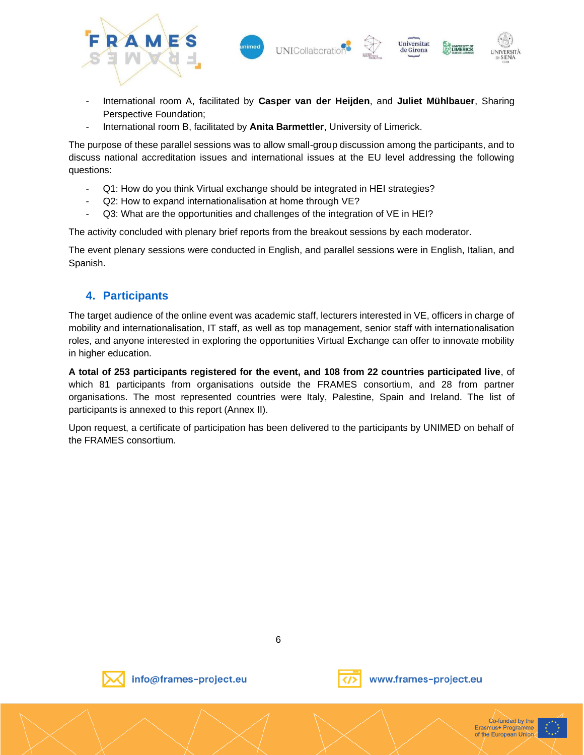- International room A, facilitated by **Casper van der Heijden**, and **Juliet Mühlbauer**, Sharing Perspective Foundation;
- International room B, facilitated by **Anita Barmettler**, University of Limerick.

The purpose of these parallel sessions was to allow small-group discussion among the participants, and to discuss national accreditation issues and international issues at the EU level addressing the following questions:

- Q1: How do you think Virtual exchange should be integrated in HEI strategies?
- Q2: How to expand internationalisation at home through VE?
- Q3: What are the opportunities and challenges of the integration of VE in HEI?

The activity concluded with plenary brief reports from the breakout sessions by each moderator.

The event plenary sessions were conducted in English, and parallel sessions were in English, Italian, and Spanish.

## 4. Participants

The target audience of the online event was academic staff, lecturers interested in VE, officers in charge of mobility and internationalisation, IT staff, as well as top management, senior staff with internationalisation roles, and anyone interested in exploring the opportunities Virtual Exchange can offer to innovate mobility in higher education.

**A total of 253 participants registered for the event, and 108 from 22 countries participated live**, of which 81 participants from organisations outside the FRAMES consortium, and 28 from partner organisations. The most represented countries were Italy, Palestine, Spain and Ireland. The list of participants is annexed to this report (Annex II).

Upon request, a certificate of participation has been delivered to the participants by UNIMED on behalf of the FRAMES consortium.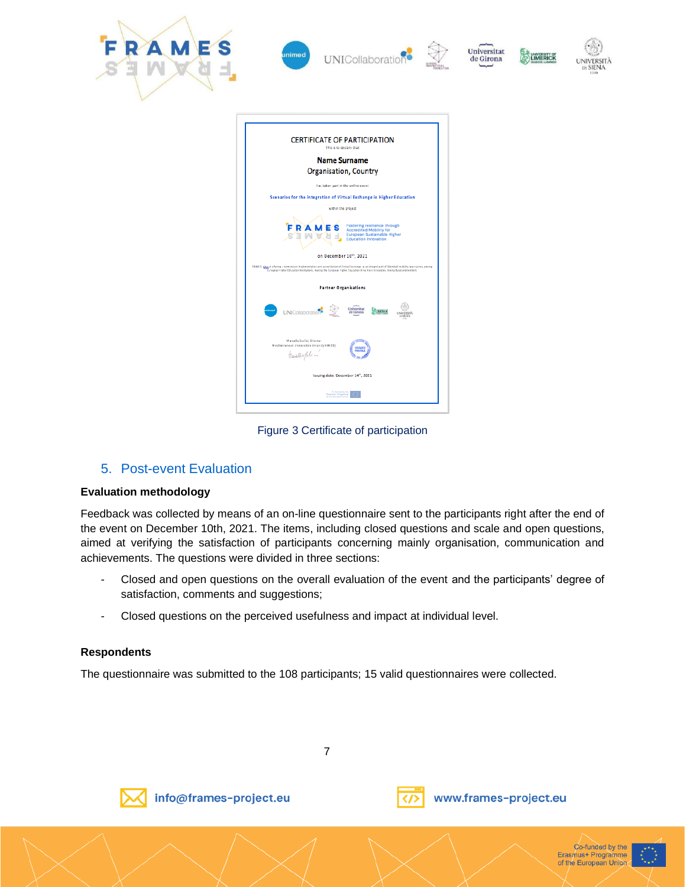Figure 3 Certificate of participation

## 5. Post-event Evaluation

**Evaluation methodology**

Feedback was collected by means of an on-line questionnaire sent to the participants right after the end of the event on December 10th, 2021. The items, including closed questions and scale and open questions, aimed at verifying the satisfaction of participants concerning mainly organisation, communication and achievements. The questions were divided in three sections:

- Closed and open questions on the overall evaluation of the event and the participants' degree of satisfaction, comments and suggestions;
- Closed questions on the perceived usefulness and impact at individual level.

**Respondents**

The questionnaire was submitted to the 108 participants; 15 valid questionnaires were collected.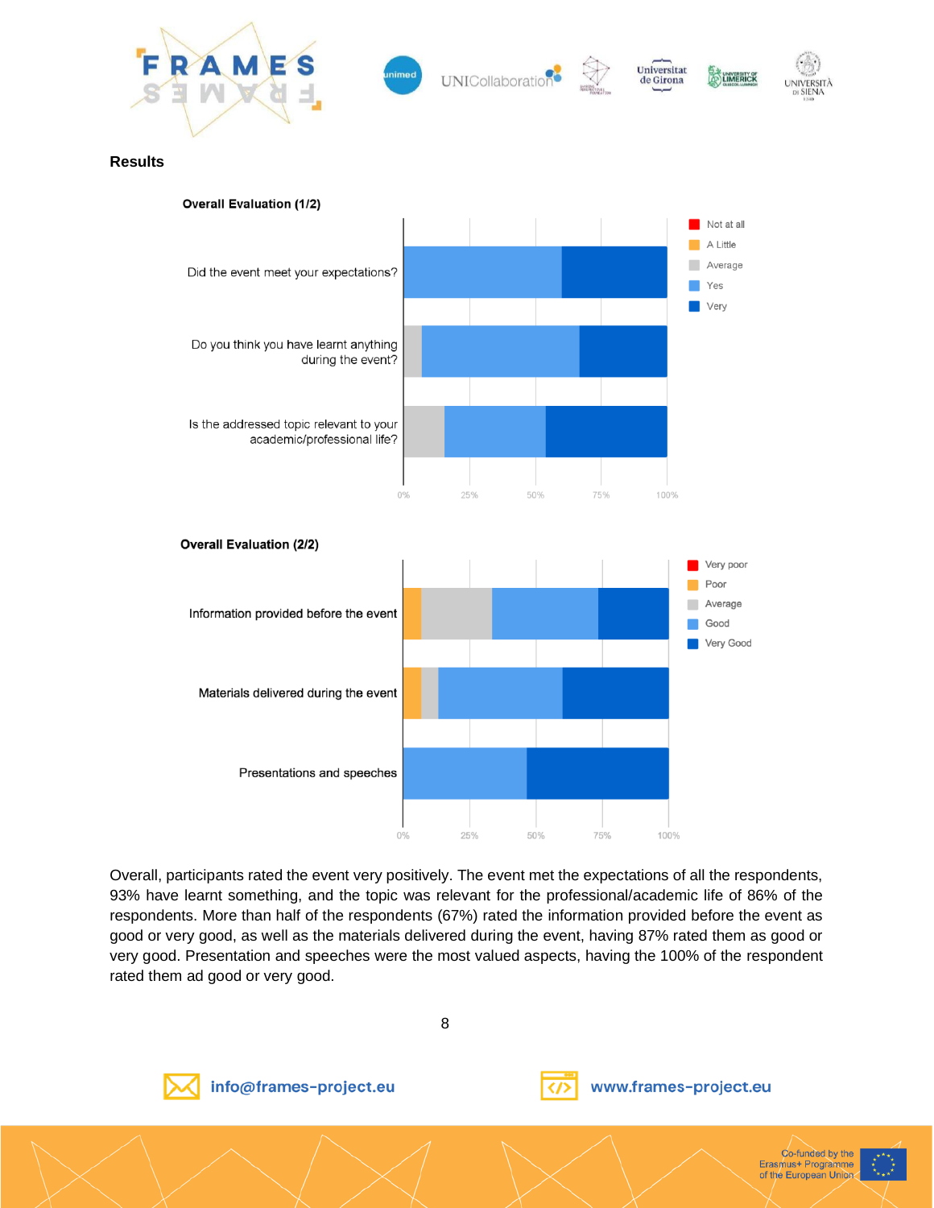**Results**

**Overall Evaluation (1/2)**

Did the event meet your expectations?

Do you think you have learnt anything during the event?

Is the addressed topic relevant to your academic/professional life?

Not at all · A Little · Average · Yes · Very

0% 25% 50% 75% 100%

**Overall Evaluation (2/2)**

Information provided before the event

Materials delivered during the event

Presentations and speeches

Very poor · Poor · Average · Good · Very Good

0% 25% 50% 75% 100%

Overall, participants rated the event very positively. The event met the expectations of all the respondents, 93% have learnt something, and the topic was relevant for the professional/academic life of 86% of the respondents. More than half of the respondents (67%) rated the information provided before the event as good or very good, as well as the materials delivered during the event, having 87% rated them as good or very good. Presentation and speeches were the most valued aspects, having the 100% of the respondent rated them ad good or very good.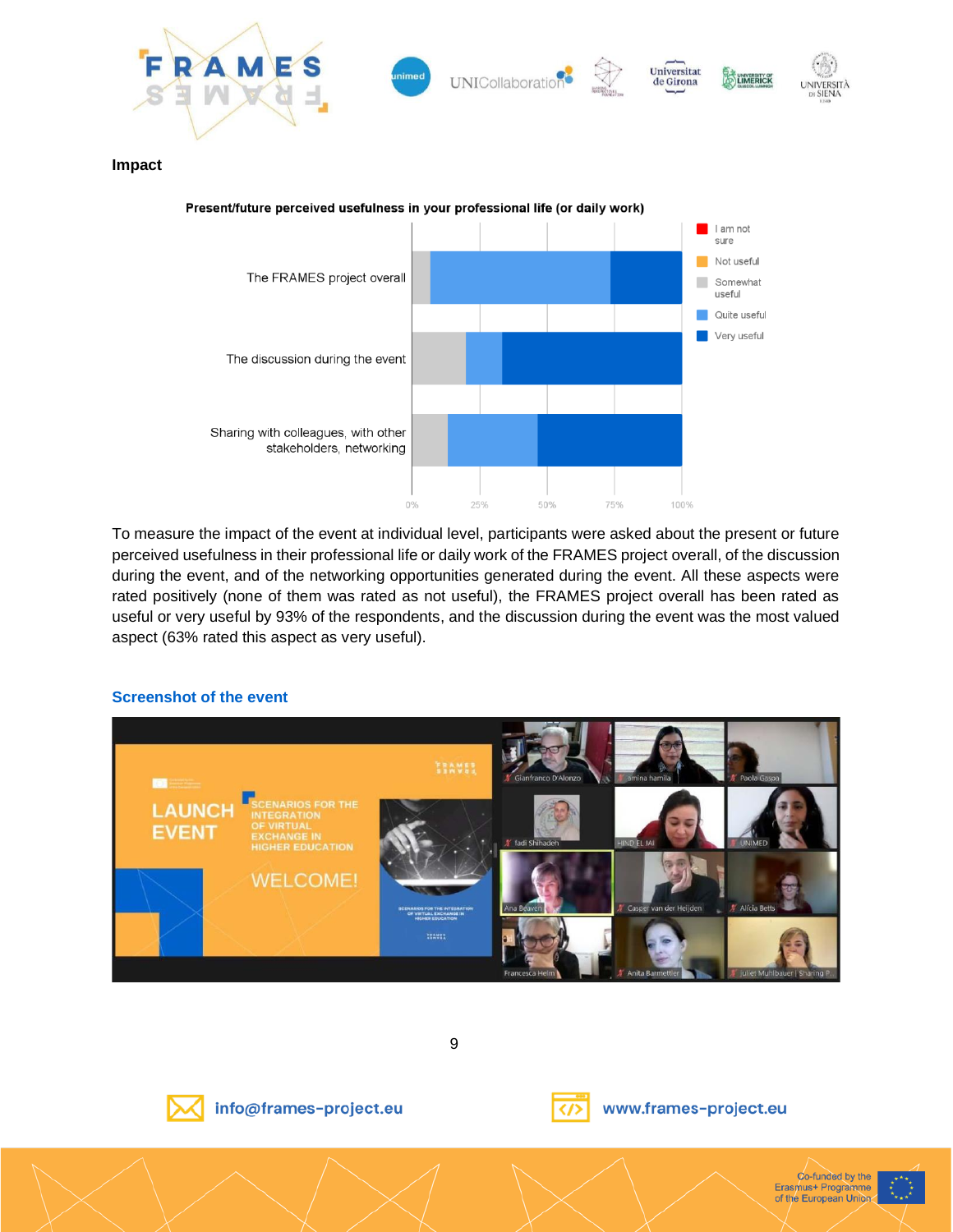**Impact**

**Present/future perceived usefulness in your professional life (or daily work)**

To measure the impact of the event at individual level, participants were asked about the present or future perceived usefulness in their professional life or daily work of the FRAMES project overall, of the discussion during the event, and of the networking opportunities generated during the event. All these aspects were rated positively (none of them was rated as not useful), the FRAMES project overall has been rated as useful or very useful by 93% of the respondents, and the discussion during the event was the most valued aspect (63% rated this aspect as very useful).

### Screenshot of the event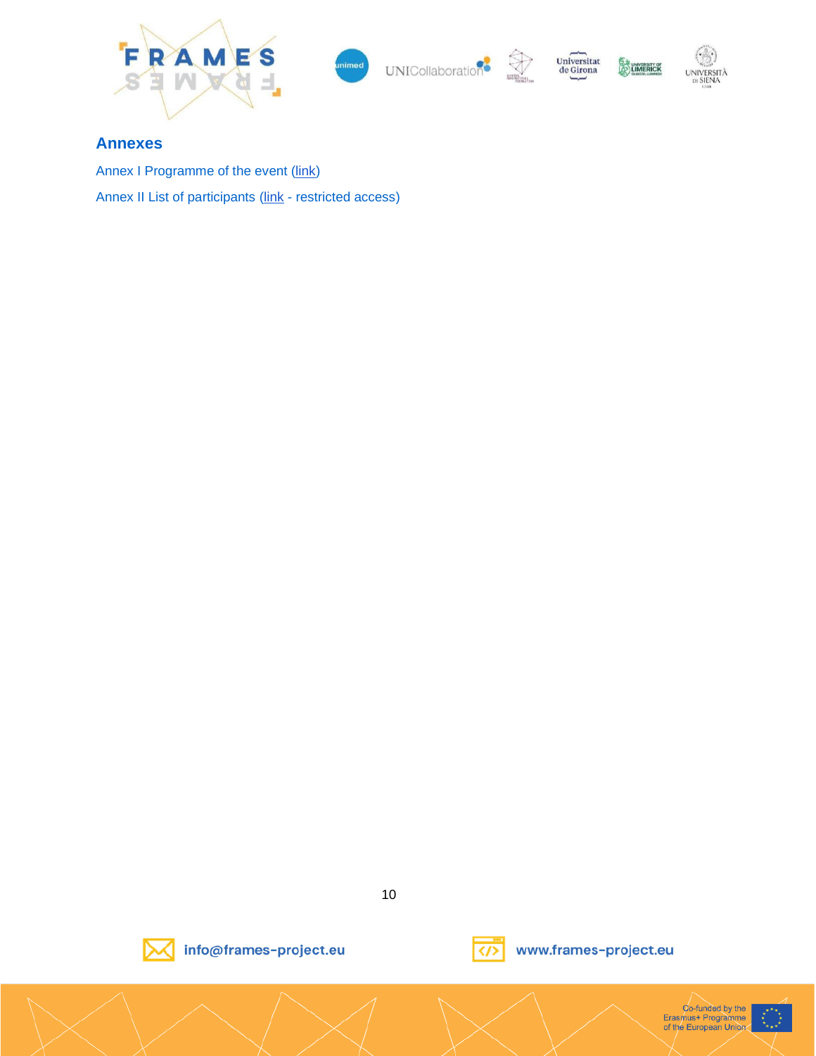## Annexes

Annex I Programme of the event (link)

Annex II List of participants (link - restricted access)